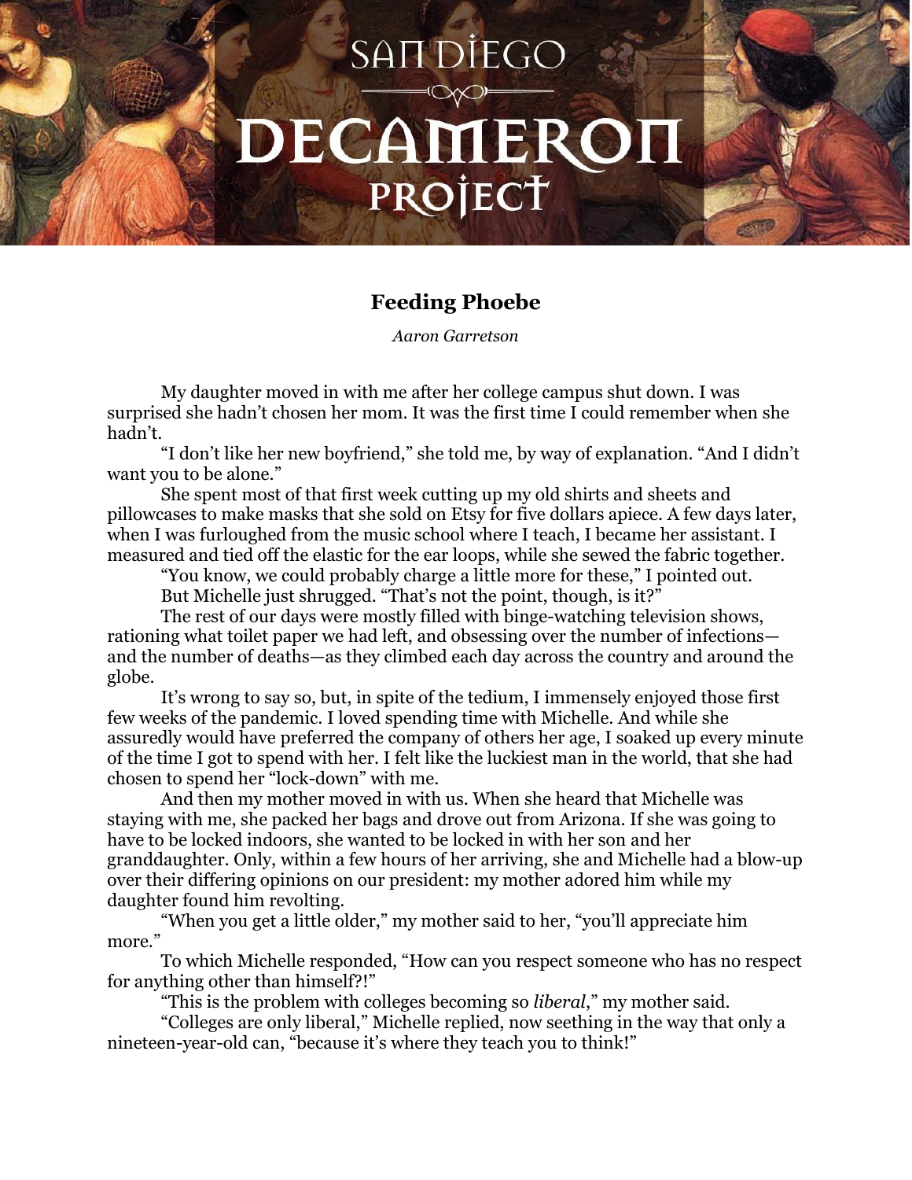# Feeding Phoebe

*Aaron Garretson*

My daughter moved in with me after her college campus shut down. I was surprised she hadn't chosen her mom. It was the first time I could remember when she hadn't.

"I don't like her new boyfriend," she told me, by way of explanation. "And I didn't want you to be alone."

She spent most of that first week cutting up my old shirts and sheets and pillowcases to make masks that she sold on Etsy for five dollars apiece. A few days later, when I was furloughed from the music school where I teach, I became her assistant. I measured and tied off the elastic for the ear loops, while she sewed the fabric together.

"You know, we could probably charge a little more for these," I pointed out.

But Michelle just shrugged. "That's not the point, though, is it?"

The rest of our days were mostly filled with binge-watching television shows, rationing what toilet paper we had left, and obsessing over the number of infections—and the number of deaths—as they climbed each day across the country and around the globe.

It's wrong to say so, but, in spite of the tedium, I immensely enjoyed those first few weeks of the pandemic. I loved spending time with Michelle. And while she assuredly would have preferred the company of others her age, I soaked up every minute of the time I got to spend with her. I felt like the luckiest man in the world, that she had chosen to spend her "lock-down" with me.

And then my mother moved in with us. When she heard that Michelle was staying with me, she packed her bags and drove out from Arizona. If she was going to have to be locked indoors, she wanted to be locked in with her son and her granddaughter. Only, within a few hours of her arriving, she and Michelle had a blow-up over their differing opinions on our president: my mother adored him while my daughter found him revolting.

"When you get a little older," my mother said to her, "you'll appreciate him more."

To which Michelle responded, "How can you respect someone who has no respect for anything other than himself?!"

"This is the problem with colleges becoming so *liberal*," my mother said.

"Colleges are only liberal," Michelle replied, now seething in the way that only a nineteen-year-old can, "because it's where they teach you to think!"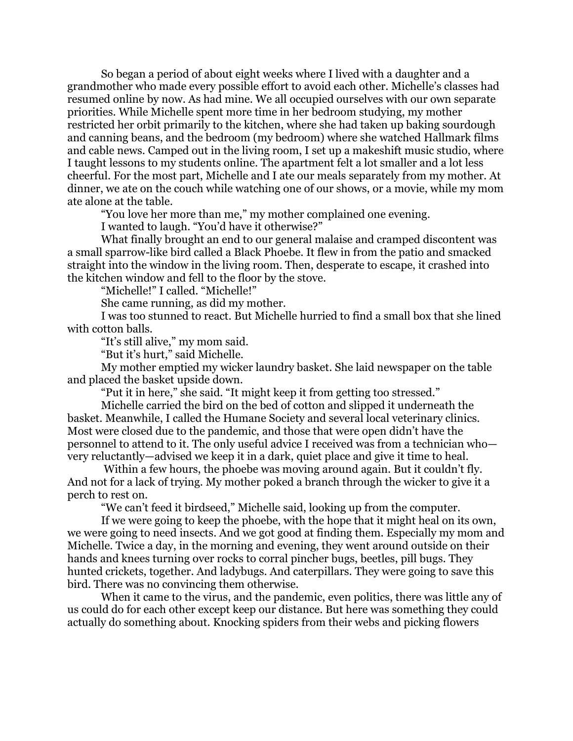So began a period of about eight weeks where I lived with a daughter and a grandmother who made every possible effort to avoid each other. Michelle's classes had resumed online by now. As had mine. We all occupied ourselves with our own separate priorities. While Michelle spent more time in her bedroom studying, my mother restricted her orbit primarily to the kitchen, where she had taken up baking sourdough and canning beans, and the bedroom (my bedroom) where she watched Hallmark films and cable news. Camped out in the living room, I set up a makeshift music studio, where I taught lessons to my students online. The apartment felt a lot smaller and a lot less cheerful. For the most part, Michelle and I ate our meals separately from my mother. At dinner, we ate on the couch while watching one of our shows, or a movie, while my mom ate alone at the table.

"You love her more than me," my mother complained one evening.

I wanted to laugh. "You'd have it otherwise?"

What finally brought an end to our general malaise and cramped discontent was a small sparrow-like bird called a Black Phoebe. It flew in from the patio and smacked straight into the window in the living room. Then, desperate to escape, it crashed into the kitchen window and fell to the floor by the stove.

"Michelle!" I called. "Michelle!"

She came running, as did my mother.

I was too stunned to react. But Michelle hurried to find a small box that she lined with cotton balls.

"It's still alive," my mom said.

"But it's hurt," said Michelle.

My mother emptied my wicker laundry basket. She laid newspaper on the table and placed the basket upside down.

"Put it in here," she said. "It might keep it from getting too stressed."

Michelle carried the bird on the bed of cotton and slipped it underneath the basket. Meanwhile, I called the Humane Society and several local veterinary clinics. Most were closed due to the pandemic, and those that were open didn't have the personnel to attend to it. The only useful advice I received was from a technician who—very reluctantly—advised we keep it in a dark, quiet place and give it time to heal.

Within a few hours, the phoebe was moving around again. But it couldn't fly. And not for a lack of trying. My mother poked a branch through the wicker to give it a perch to rest on.

"We can't feed it birdseed," Michelle said, looking up from the computer.

If we were going to keep the phoebe, with the hope that it might heal on its own, we were going to need insects. And we got good at finding them. Especially my mom and Michelle. Twice a day, in the morning and evening, they went around outside on their hands and knees turning over rocks to corral pincher bugs, beetles, pill bugs. They hunted crickets, together. And ladybugs. And caterpillars. They were going to save this bird. There was no convincing them otherwise.

When it came to the virus, and the pandemic, even politics, there was little any of us could do for each other except keep our distance. But here was something they could actually do something about. Knocking spiders from their webs and picking flowers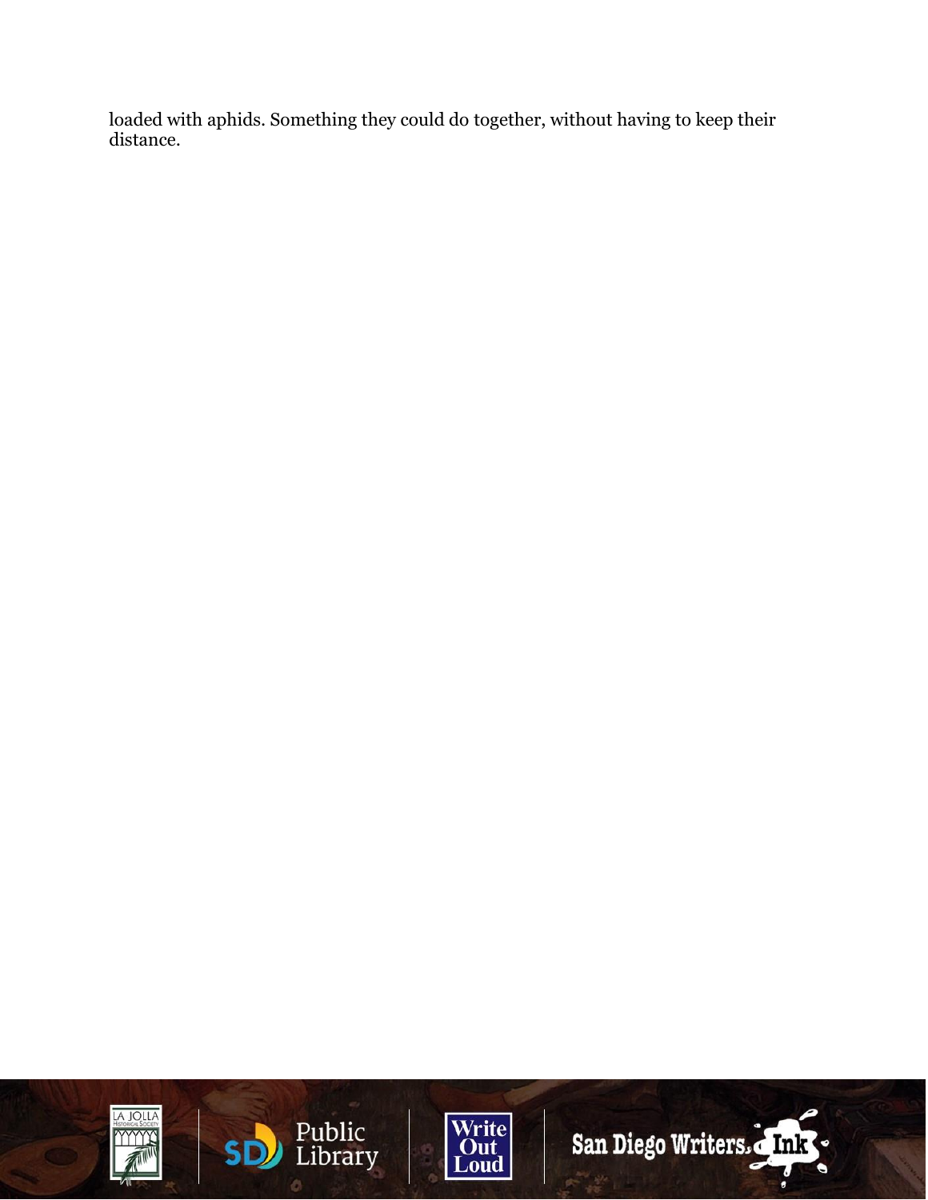loaded with aphids. Something they could do together, without having to keep their distance.